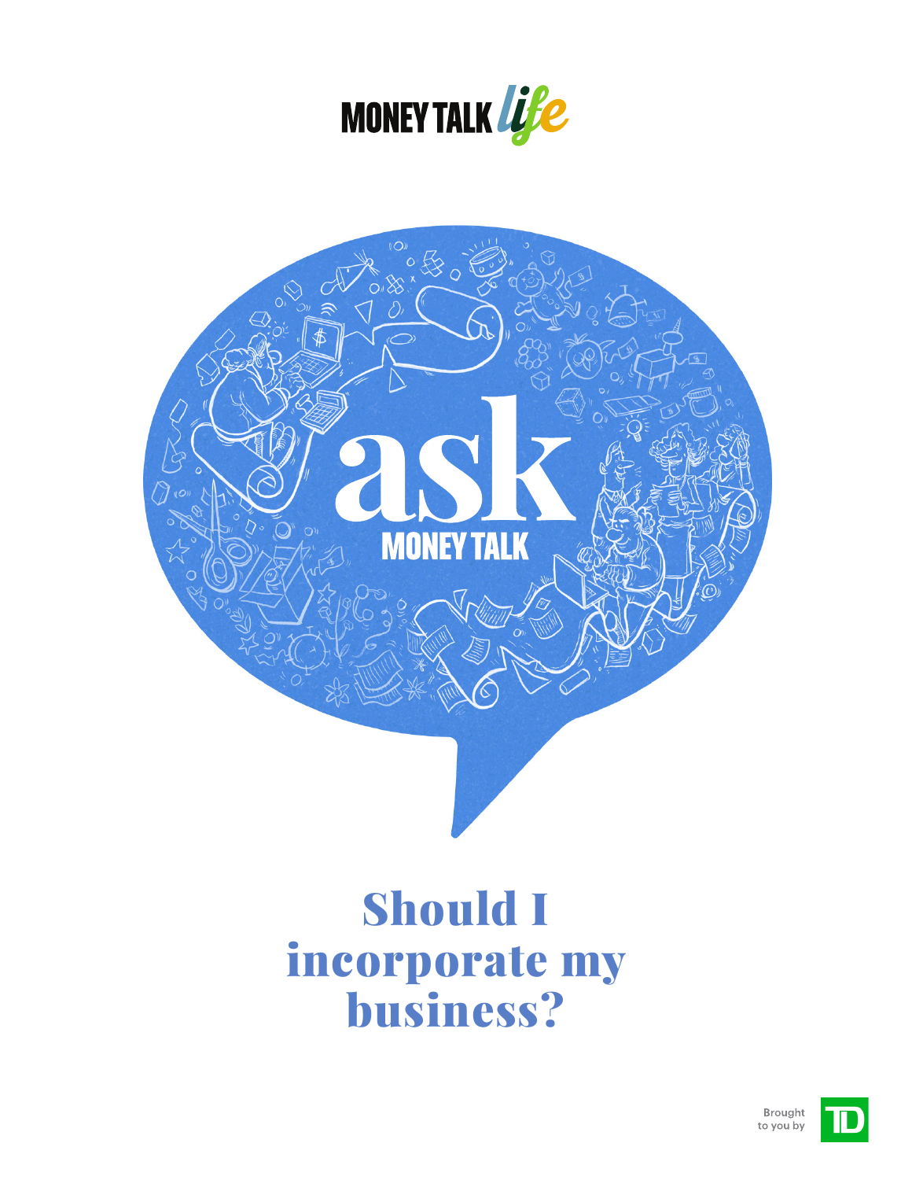MONEY TALK *life*

ask

MONEY TALK

# Should I incorporate my business?

Brought to you by TD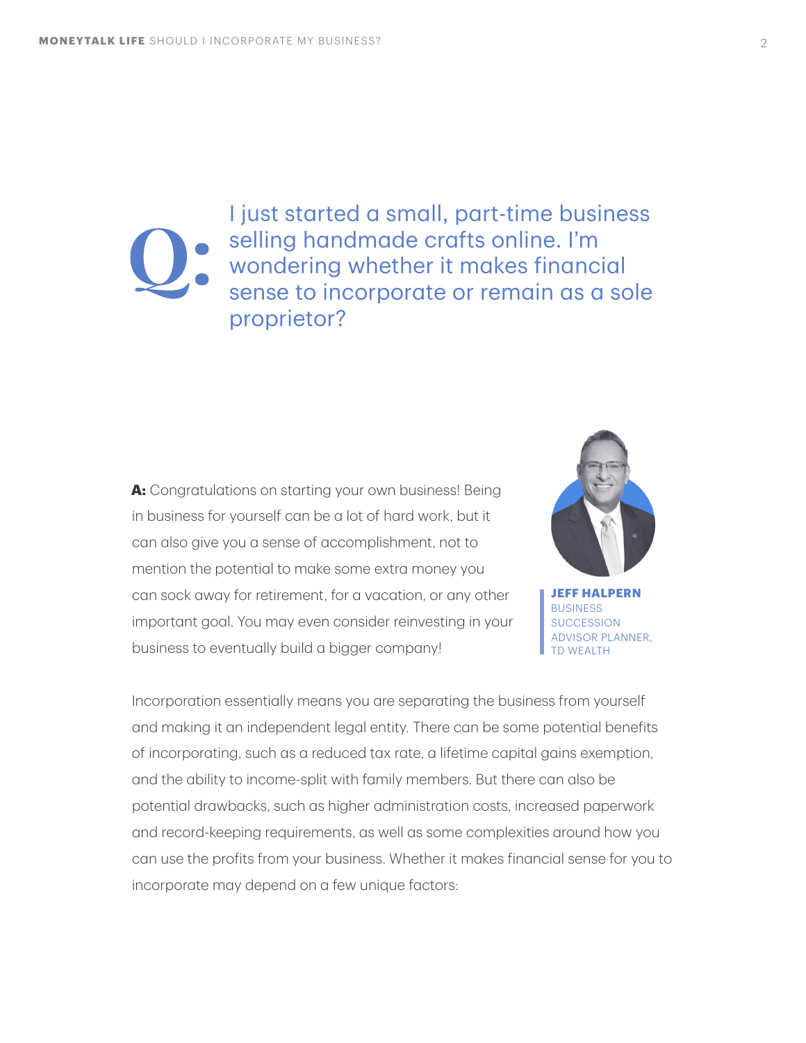## Q: I just started a small, part-time business selling handmade crafts online. I'm wondering whether it makes financial sense to incorporate or remain as a sole proprietor?

**A:** Congratulations on starting your own business! Being in business for yourself can be a lot of hard work, but it can also give you a sense of accomplishment, not to mention the potential to make some extra money you can sock away for retirement, for a vacation, or any other important goal. You may even consider reinvesting in your business to eventually build a bigger company!

**JEFF HALPERN**
BUSINESS SUCCESSION ADVISOR PLANNER, TD WEALTH

Incorporation essentially means you are separating the business from yourself and making it an independent legal entity. There can be some potential benefits of incorporating, such as a reduced tax rate, a lifetime capital gains exemption, and the ability to income-split with family members. But there can also be potential drawbacks, such as higher administration costs, increased paperwork and record-keeping requirements, as well as some complexities around how you can use the profits from your business. Whether it makes financial sense for you to incorporate may depend on a few unique factors: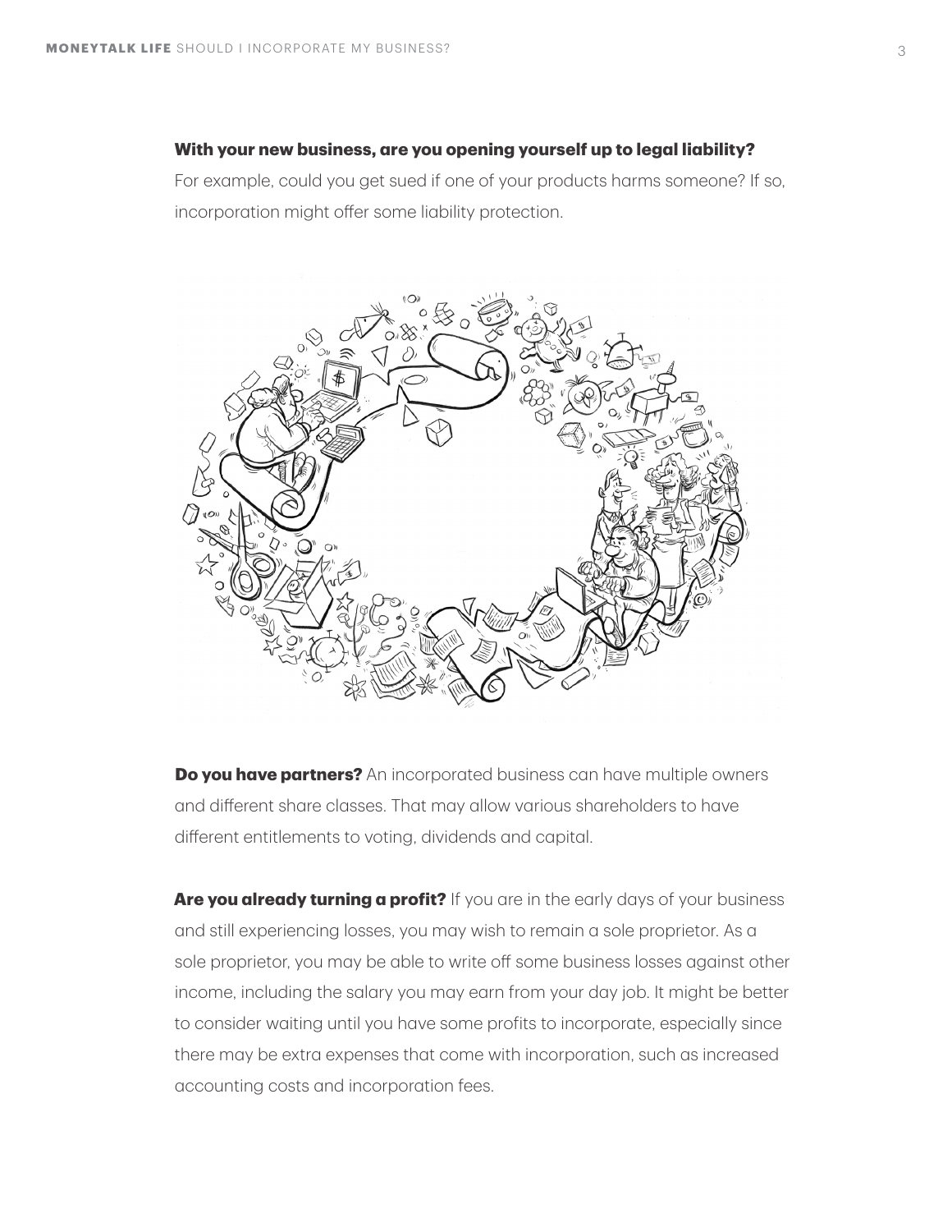**With your new business, are you opening yourself up to legal liability?** For example, could you get sued if one of your products harms someone? If so, incorporation might offer some liability protection.

**Do you have partners?** An incorporated business can have multiple owners and different share classes. That may allow various shareholders to have different entitlements to voting, dividends and capital.

**Are you already turning a profit?** If you are in the early days of your business and still experiencing losses, you may wish to remain a sole proprietor. As a sole proprietor, you may be able to write off some business losses against other income, including the salary you may earn from your day job. It might be better to consider waiting until you have some profits to incorporate, especially since there may be extra expenses that come with incorporation, such as increased accounting costs and incorporation fees.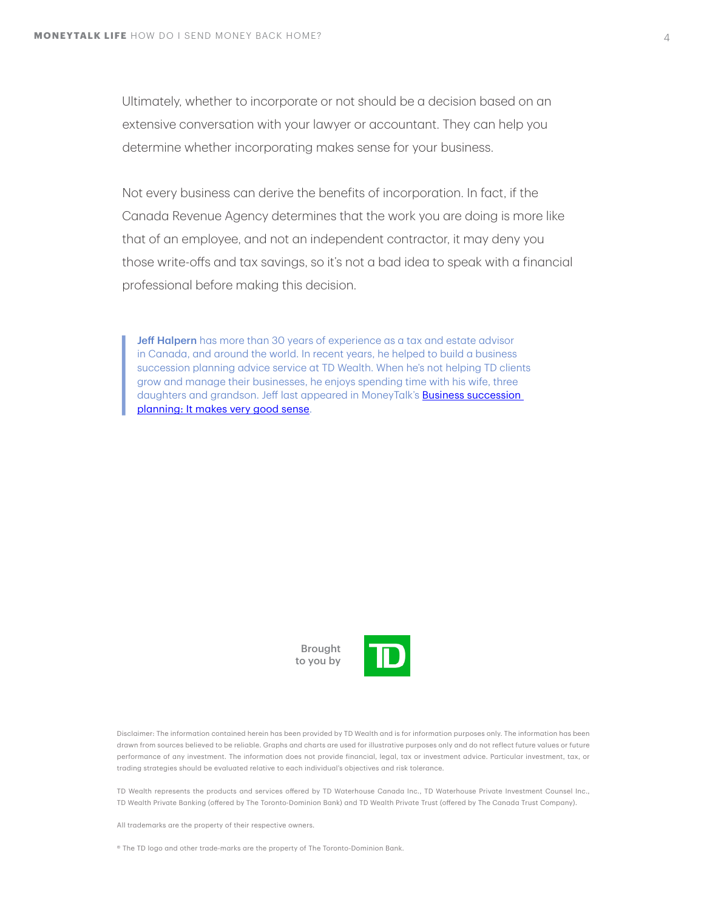Ultimately, whether to incorporate or not should be a decision based on an extensive conversation with your lawyer or accountant. They can help you determine whether incorporating makes sense for your business.

Not every business can derive the benefits of incorporation. In fact, if the Canada Revenue Agency determines that the work you are doing is more like that of an employee, and not an independent contractor, it may deny you those write-offs and tax savings, so it's not a bad idea to speak with a financial professional before making this decision.

> **Jeff Halpern** has more than 30 years of experience as a tax and estate advisor in Canada, and around the world. In recent years, he helped to build a business succession planning advice service at TD Wealth. When he's not helping TD clients grow and manage their businesses, he enjoys spending time with his wife, three daughters and grandson. Jeff last appeared in MoneyTalk's Business succession planning: It makes very good sense.

Brought to you by TD

Disclaimer: The information contained herein has been provided by TD Wealth and is for information purposes only. The information has been drawn from sources believed to be reliable. Graphs and charts are used for illustrative purposes only and do not reflect future values or future performance of any investment. The information does not provide financial, legal, tax or investment advice. Particular investment, tax, or trading strategies should be evaluated relative to each individual's objectives and risk tolerance.

TD Wealth represents the products and services offered by TD Waterhouse Canada Inc., TD Waterhouse Private Investment Counsel Inc., TD Wealth Private Banking (offered by The Toronto-Dominion Bank) and TD Wealth Private Trust (offered by The Canada Trust Company).

All trademarks are the property of their respective owners.

® The TD logo and other trade-marks are the property of The Toronto-Dominion Bank.